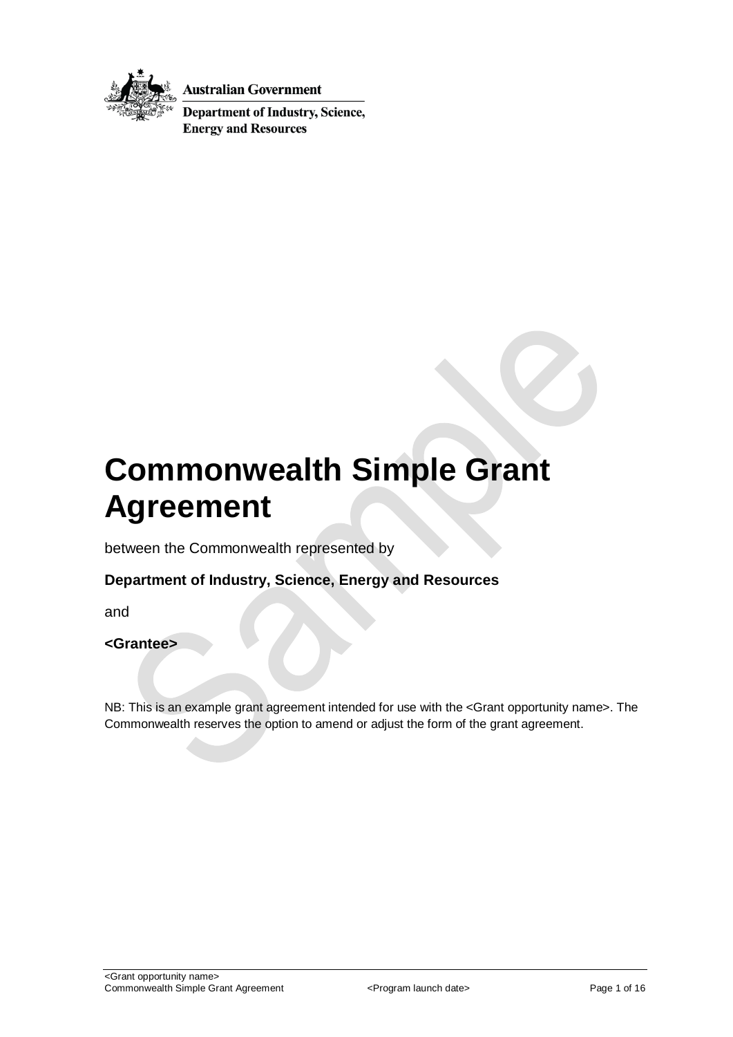Australian Government

Department of Industry, Science, Energy and Resources

# Commonwealth Simple Grant Agreement

between the Commonwealth represented by

**Department of Industry, Science, Energy and Resources**

and

**<Grantee>**

NB: This is an example grant agreement intended for use with the <Grant opportunity name>. The Commonwealth reserves the option to amend or adjust the form of the grant agreement.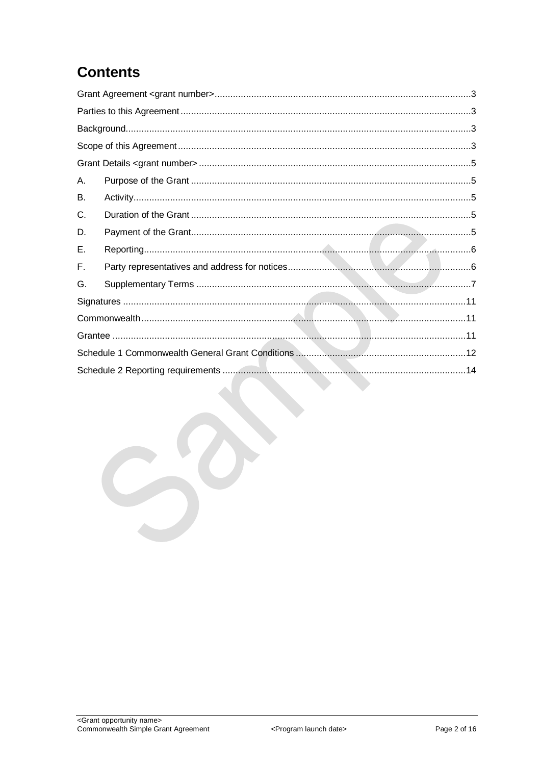# Contents

Grant Agreement <grant number>..........3

Parties to this Agreement..........3

Background..........3

Scope of this Agreement..........3

Grant Details <grant number>..........5

A. Purpose of the Grant..........5

B. Activity..........5

C. Duration of the Grant..........5

D. Payment of the Grant..........5

E. Reporting..........6

F. Party representatives and address for notices..........6

G. Supplementary Terms..........7

Signatures..........11

Commonwealth..........11

Grantee..........11

Schedule 1 Commonwealth General Grant Conditions..........12

Schedule 2 Reporting requirements..........14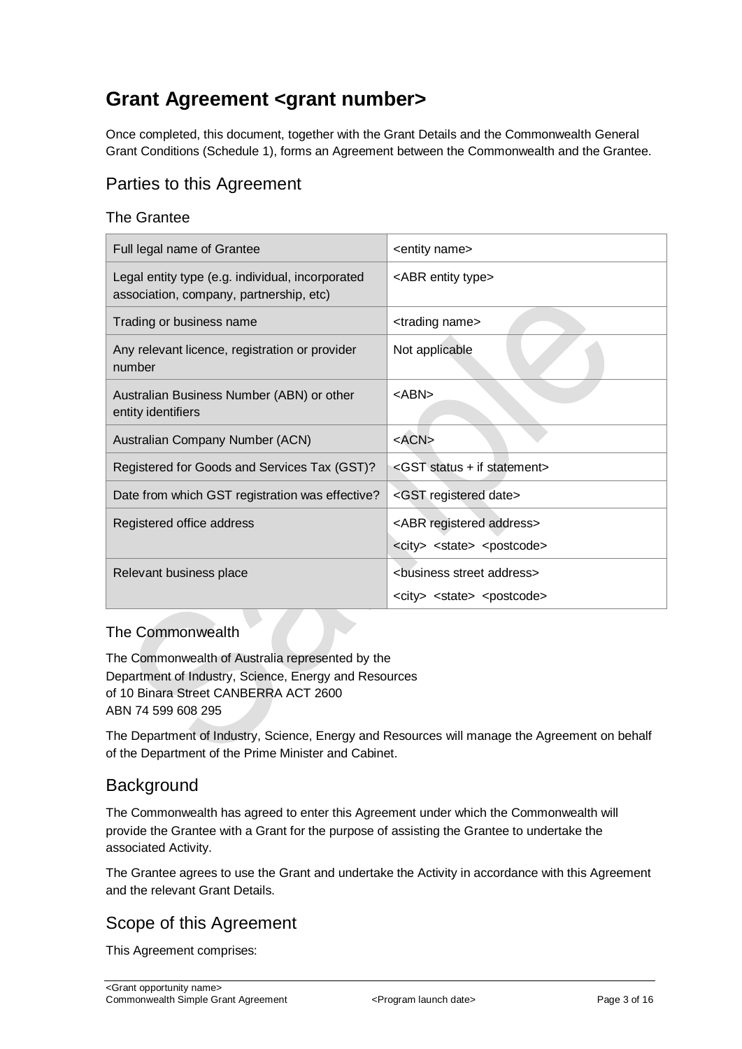# Grant Agreement <grant number>

Once completed, this document, together with the Grant Details and the Commonwealth General Grant Conditions (Schedule 1), forms an Agreement between the Commonwealth and the Grantee.

## Parties to this Agreement

### The Grantee

| Full legal name of Grantee | <entity name> |
|---|---|
| Legal entity type (e.g. individual, incorporated association, company, partnership, etc) | <ABR entity type> |
| Trading or business name | <trading name> |
| Any relevant licence, registration or provider number | Not applicable |
| Australian Business Number (ABN) or other entity identifiers | <ABN> |
| Australian Company Number (ACN) | <ACN> |
| Registered for Goods and Services Tax (GST)? | <GST status + if statement> |
| Date from which GST registration was effective? | <GST registered date> |
| Registered office address | <ABR registered address> <city> <state> <postcode> |
| Relevant business place | <business street address> <city> <state> <postcode> |

### The Commonwealth

The Commonwealth of Australia represented by the
Department of Industry, Science, Energy and Resources
of 10 Binara Street CANBERRA ACT 2600
ABN 74 599 608 295

The Department of Industry, Science, Energy and Resources will manage the Agreement on behalf of the Department of the Prime Minister and Cabinet.

## Background

The Commonwealth has agreed to enter this Agreement under which the Commonwealth will provide the Grantee with a Grant for the purpose of assisting the Grantee to undertake the associated Activity.

The Grantee agrees to use the Grant and undertake the Activity in accordance with this Agreement and the relevant Grant Details.

## Scope of this Agreement

This Agreement comprises: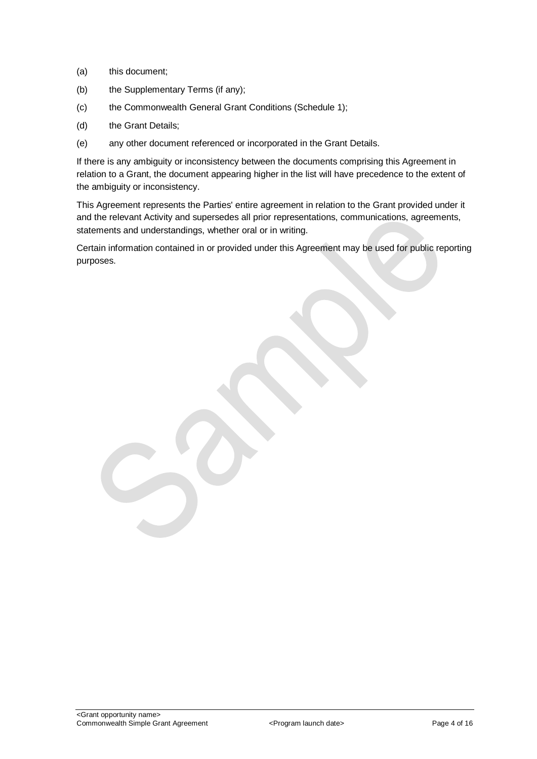(a) this document;

(b) the Supplementary Terms (if any);

(c) the Commonwealth General Grant Conditions (Schedule 1);

(d) the Grant Details;

(e) any other document referenced or incorporated in the Grant Details.

If there is any ambiguity or inconsistency between the documents comprising this Agreement in relation to a Grant, the document appearing higher in the list will have precedence to the extent of the ambiguity or inconsistency.

This Agreement represents the Parties' entire agreement in relation to the Grant provided under it and the relevant Activity and supersedes all prior representations, communications, agreements, statements and understandings, whether oral or in writing.

Certain information contained in or provided under this Agreement may be used for public reporting purposes.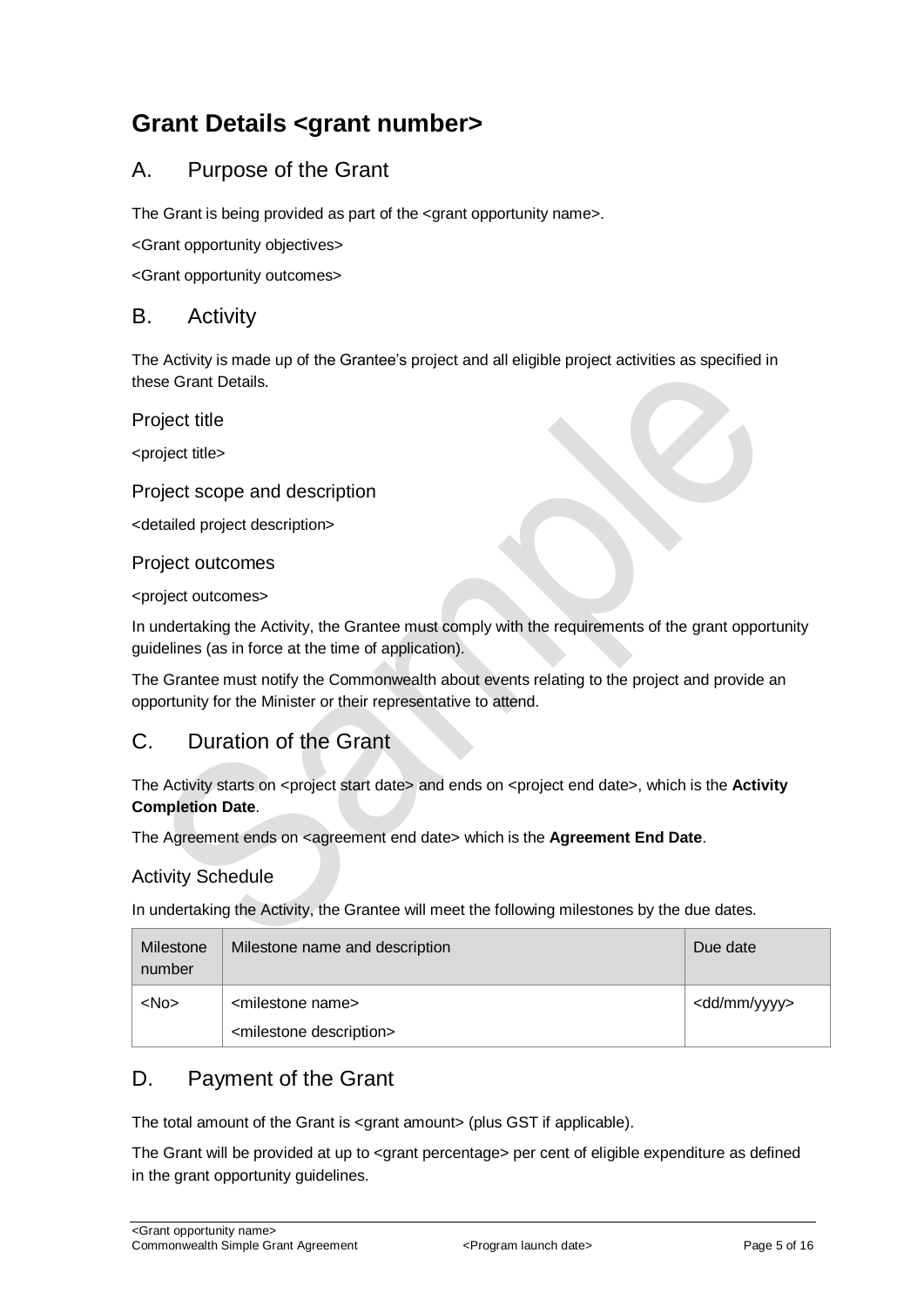# Grant Details <grant number>

## A. Purpose of the Grant

The Grant is being provided as part of the <grant opportunity name>.

<Grant opportunity objectives>

<Grant opportunity outcomes>

## B. Activity

The Activity is made up of the Grantee's project and all eligible project activities as specified in these Grant Details.

### Project title

<project title>

### Project scope and description

<detailed project description>

### Project outcomes

<project outcomes>

In undertaking the Activity, the Grantee must comply with the requirements of the grant opportunity guidelines (as in force at the time of application).

The Grantee must notify the Commonwealth about events relating to the project and provide an opportunity for the Minister or their representative to attend.

## C. Duration of the Grant

The Activity starts on <project start date> and ends on <project end date>, which is the **Activity Completion Date**.

The Agreement ends on <agreement end date> which is the **Agreement End Date**.

### Activity Schedule

In undertaking the Activity, the Grantee will meet the following milestones by the due dates.

| Milestone number | Milestone name and description | Due date |
|---|---|---|
| <No> | <milestone name><br><milestone description> | <dd/mm/yyyy> |

## D. Payment of the Grant

The total amount of the Grant is <grant amount> (plus GST if applicable).

The Grant will be provided at up to <grant percentage> per cent of eligible expenditure as defined in the grant opportunity guidelines.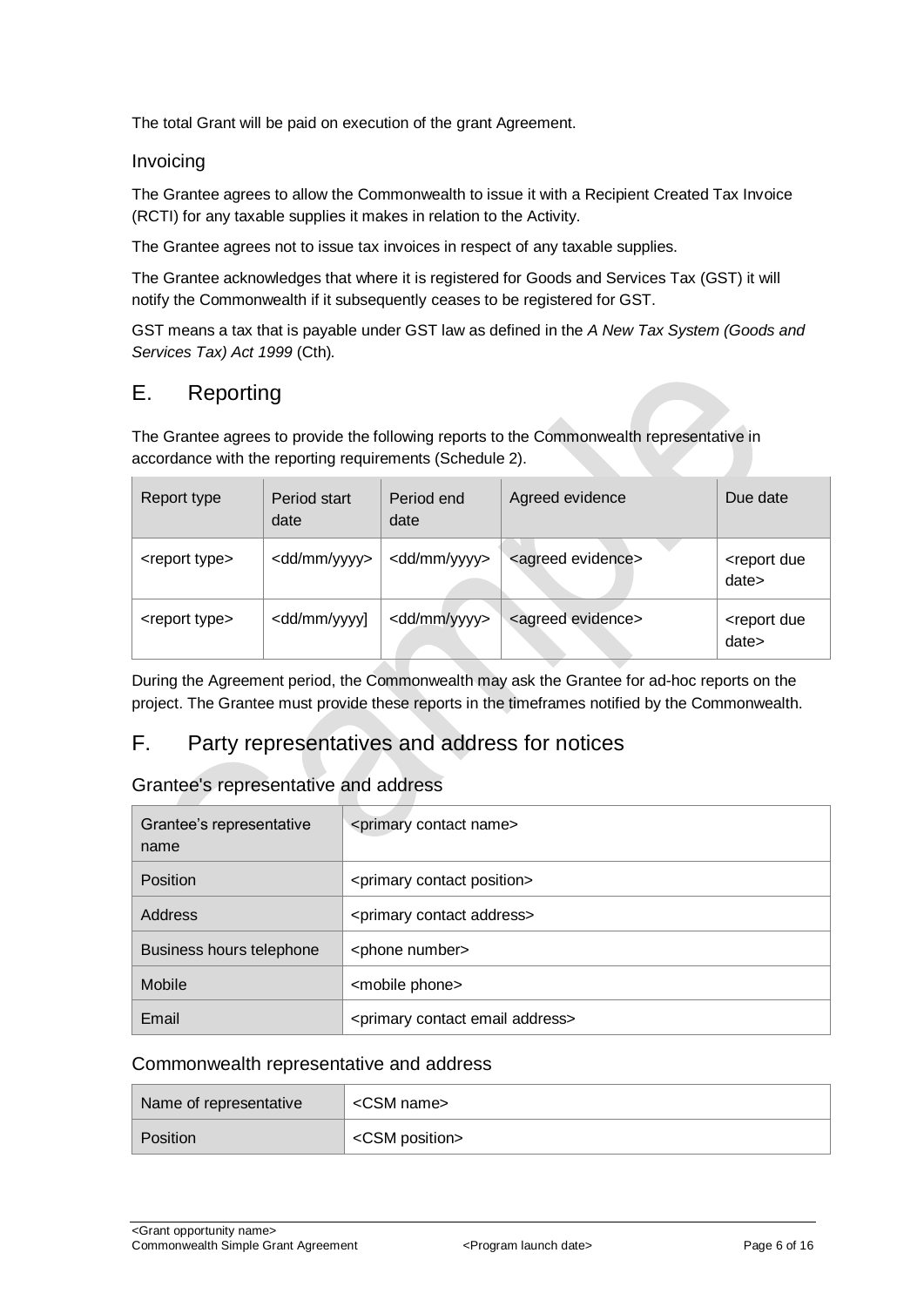The total Grant will be paid on execution of the grant Agreement.

### Invoicing

The Grantee agrees to allow the Commonwealth to issue it with a Recipient Created Tax Invoice (RCTI) for any taxable supplies it makes in relation to the Activity.

The Grantee agrees not to issue tax invoices in respect of any taxable supplies.

The Grantee acknowledges that where it is registered for Goods and Services Tax (GST) it will notify the Commonwealth if it subsequently ceases to be registered for GST.

GST means a tax that is payable under GST law as defined in the *A New Tax System (Goods and Services Tax) Act 1999* (Cth).

## E. Reporting

The Grantee agrees to provide the following reports to the Commonwealth representative in accordance with the reporting requirements (Schedule 2).

| Report type | Period start date | Period end date | Agreed evidence | Due date |
|---|---|---|---|---|
| <report type> | <dd/mm/yyyy> | <dd/mm/yyyy> | <agreed evidence> | <report due date> |
| <report type> | <dd/mm/yyyy] | <dd/mm/yyyy> | <agreed evidence> | <report due date> |

During the Agreement period, the Commonwealth may ask the Grantee for ad-hoc reports on the project. The Grantee must provide these reports in the timeframes notified by the Commonwealth.

## F. Party representatives and address for notices

### Grantee's representative and address

| Grantee's representative name | <primary contact name> |
|---|---|
| Position | <primary contact position> |
| Address | <primary contact address> |
| Business hours telephone | <phone number> |
| Mobile | <mobile phone> |
| Email | <primary contact email address> |

### Commonwealth representative and address

| Name of representative | <CSM name> |
|---|---|
| Position | <CSM position> |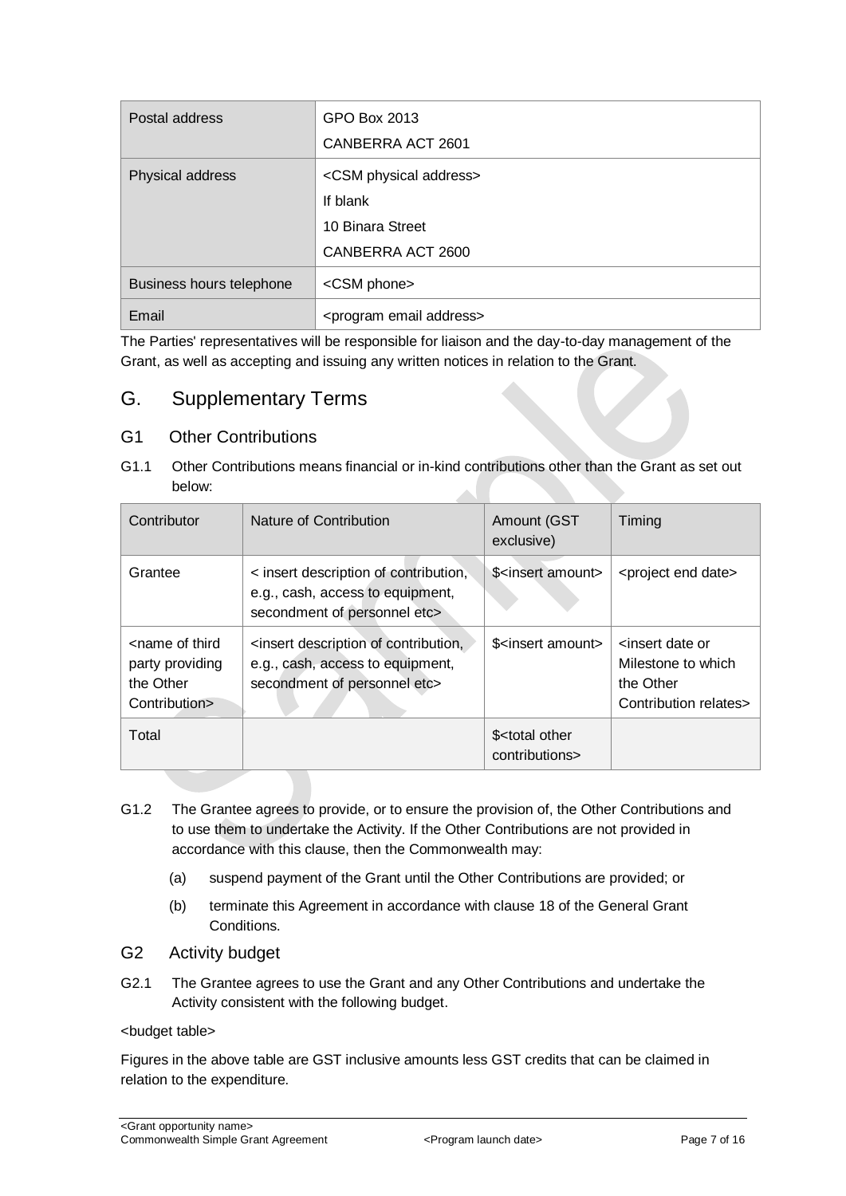| Postal address | GPO Box 2013<br>CANBERRA ACT 2601 |
| --- | --- |
| Physical address | <CSM physical address><br>If blank<br>10 Binara Street<br>CANBERRA ACT 2600 |
| Business hours telephone | <CSM phone> |
| Email | <program email address> |

The Parties' representatives will be responsible for liaison and the day-to-day management of the Grant, as well as accepting and issuing any written notices in relation to the Grant.

## G. Supplementary Terms

### G1 Other Contributions

G1.1 Other Contributions means financial or in-kind contributions other than the Grant as set out below:

| Contributor | Nature of Contribution | Amount (GST exclusive) | Timing |
| --- | --- | --- | --- |
| Grantee | < insert description of contribution, e.g., cash, access to equipment, secondment of personnel etc> | $<insert amount> | <project end date> |
| <name of third party providing the Other Contribution> | <insert description of contribution, e.g., cash, access to equipment, secondment of personnel etc> | $<insert amount> | <insert date or Milestone to which the Other Contribution relates> |
| Total | | $<total other contributions> | |

G1.2 The Grantee agrees to provide, or to ensure the provision of, the Other Contributions and to use them to undertake the Activity. If the Other Contributions are not provided in accordance with this clause, then the Commonwealth may:

(a) suspend payment of the Grant until the Other Contributions are provided; or

(b) terminate this Agreement in accordance with clause 18 of the General Grant Conditions.

### G2 Activity budget

G2.1 The Grantee agrees to use the Grant and any Other Contributions and undertake the Activity consistent with the following budget.

<budget table>

Figures in the above table are GST inclusive amounts less GST credits that can be claimed in relation to the expenditure.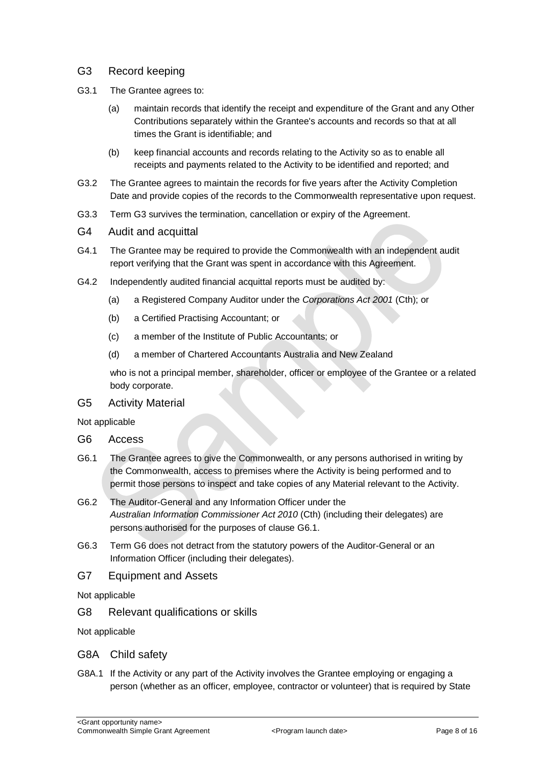## G3 Record keeping

G3.1 The Grantee agrees to:

(a) maintain records that identify the receipt and expenditure of the Grant and any Other Contributions separately within the Grantee's accounts and records so that at all times the Grant is identifiable; and

(b) keep financial accounts and records relating to the Activity so as to enable all receipts and payments related to the Activity to be identified and reported; and

G3.2 The Grantee agrees to maintain the records for five years after the Activity Completion Date and provide copies of the records to the Commonwealth representative upon request.

G3.3 Term G3 survives the termination, cancellation or expiry of the Agreement.

## G4 Audit and acquittal

G4.1 The Grantee may be required to provide the Commonwealth with an independent audit report verifying that the Grant was spent in accordance with this Agreement.

G4.2 Independently audited financial acquittal reports must be audited by:

(a) a Registered Company Auditor under the *Corporations Act 2001* (Cth); or

(b) a Certified Practising Accountant; or

(c) a member of the Institute of Public Accountants; or

(d) a member of Chartered Accountants Australia and New Zealand

who is not a principal member, shareholder, officer or employee of the Grantee or a related body corporate.

## G5 Activity Material

Not applicable

## G6 Access

G6.1 The Grantee agrees to give the Commonwealth, or any persons authorised in writing by the Commonwealth, access to premises where the Activity is being performed and to permit those persons to inspect and take copies of any Material relevant to the Activity.

G6.2 The Auditor-General and any Information Officer under the *Australian Information Commissioner Act 2010* (Cth) (including their delegates) are persons authorised for the purposes of clause G6.1.

G6.3 Term G6 does not detract from the statutory powers of the Auditor-General or an Information Officer (including their delegates).

## G7 Equipment and Assets

Not applicable

## G8 Relevant qualifications or skills

Not applicable

## G8A Child safety

G8A.1 If the Activity or any part of the Activity involves the Grantee employing or engaging a person (whether as an officer, employee, contractor or volunteer) that is required by State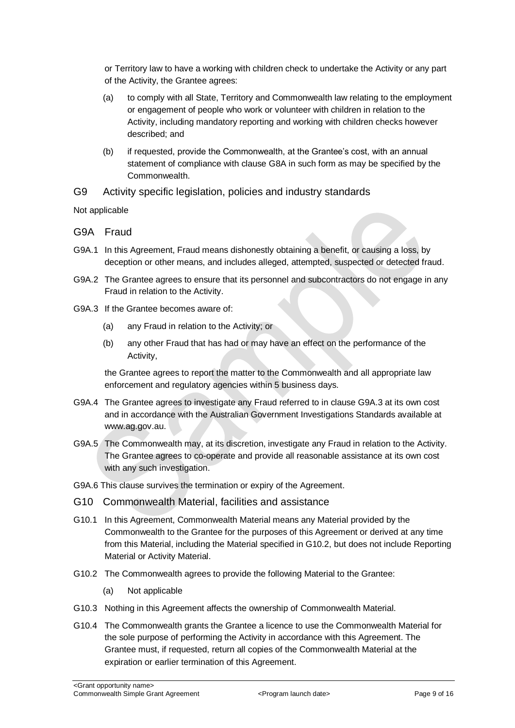or Territory law to have a working with children check to undertake the Activity or any part of the Activity, the Grantee agrees:

(a) to comply with all State, Territory and Commonwealth law relating to the employment or engagement of people who work or volunteer with children in relation to the Activity, including mandatory reporting and working with children checks however described; and

(b) if requested, provide the Commonwealth, at the Grantee's cost, with an annual statement of compliance with clause G8A in such form as may be specified by the Commonwealth.

## G9 Activity specific legislation, policies and industry standards

Not applicable

## G9A Fraud

G9A.1 In this Agreement, Fraud means dishonestly obtaining a benefit, or causing a loss, by deception or other means, and includes alleged, attempted, suspected or detected fraud.

G9A.2 The Grantee agrees to ensure that its personnel and subcontractors do not engage in any Fraud in relation to the Activity.

G9A.3 If the Grantee becomes aware of:

(a) any Fraud in relation to the Activity; or

(b) any other Fraud that has had or may have an effect on the performance of the Activity,

the Grantee agrees to report the matter to the Commonwealth and all appropriate law enforcement and regulatory agencies within 5 business days.

G9A.4 The Grantee agrees to investigate any Fraud referred to in clause G9A.3 at its own cost and in accordance with the Australian Government Investigations Standards available at www.ag.gov.au.

G9A.5 The Commonwealth may, at its discretion, investigate any Fraud in relation to the Activity. The Grantee agrees to co-operate and provide all reasonable assistance at its own cost with any such investigation.

G9A.6 This clause survives the termination or expiry of the Agreement.

## G10 Commonwealth Material, facilities and assistance

G10.1 In this Agreement, Commonwealth Material means any Material provided by the Commonwealth to the Grantee for the purposes of this Agreement or derived at any time from this Material, including the Material specified in G10.2, but does not include Reporting Material or Activity Material.

G10.2 The Commonwealth agrees to provide the following Material to the Grantee:

(a) Not applicable

G10.3 Nothing in this Agreement affects the ownership of Commonwealth Material.

G10.4 The Commonwealth grants the Grantee a licence to use the Commonwealth Material for the sole purpose of performing the Activity in accordance with this Agreement. The Grantee must, if requested, return all copies of the Commonwealth Material at the expiration or earlier termination of this Agreement.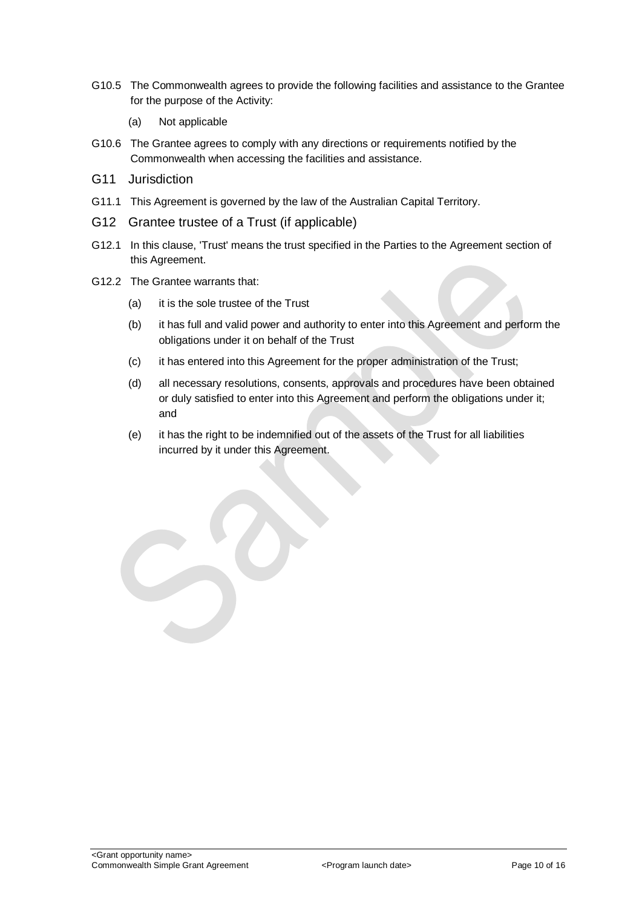G10.5 The Commonwealth agrees to provide the following facilities and assistance to the Grantee for the purpose of the Activity:

(a) Not applicable

G10.6 The Grantee agrees to comply with any directions or requirements notified by the Commonwealth when accessing the facilities and assistance.

## G11 Jurisdiction

G11.1 This Agreement is governed by the law of the Australian Capital Territory.

## G12 Grantee trustee of a Trust (if applicable)

G12.1 In this clause, 'Trust' means the trust specified in the Parties to the Agreement section of this Agreement.

G12.2 The Grantee warrants that:

(a) it is the sole trustee of the Trust

(b) it has full and valid power and authority to enter into this Agreement and perform the obligations under it on behalf of the Trust

(c) it has entered into this Agreement for the proper administration of the Trust;

(d) all necessary resolutions, consents, approvals and procedures have been obtained or duly satisfied to enter into this Agreement and perform the obligations under it; and

(e) it has the right to be indemnified out of the assets of the Trust for all liabilities incurred by it under this Agreement.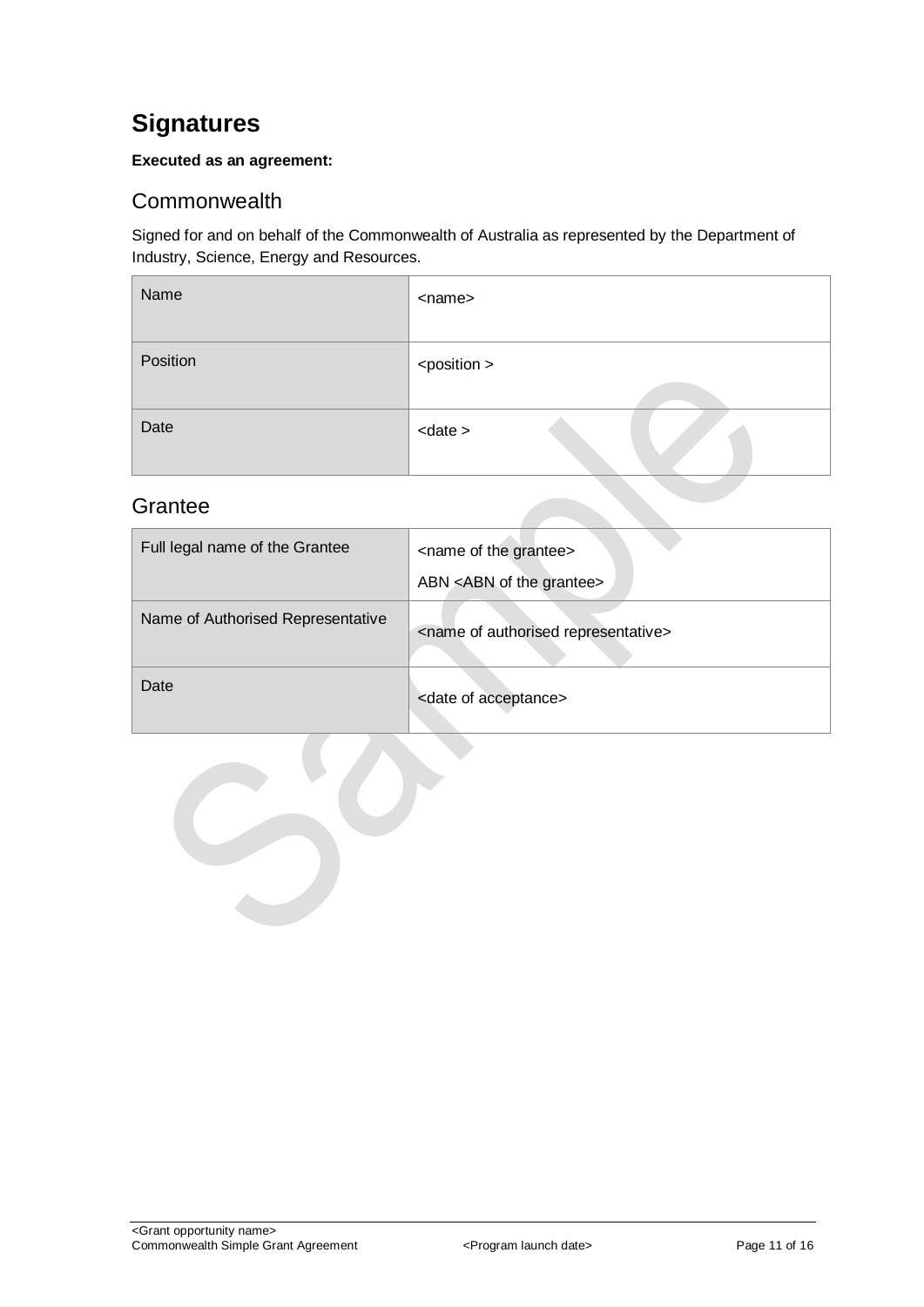# Signatures

**Executed as an agreement:**

## Commonwealth

Signed for and on behalf of the Commonwealth of Australia as represented by the Department of Industry, Science, Energy and Resources.

| Name | <name> |
|---|---|
| Position | <position > |
| Date | <date > |

## Grantee

| Full legal name of the Grantee | <name of the grantee><br>ABN <ABN of the grantee> |
|---|---|
| Name of Authorised Representative | <name of authorised representative> |
| Date | <date of acceptance> |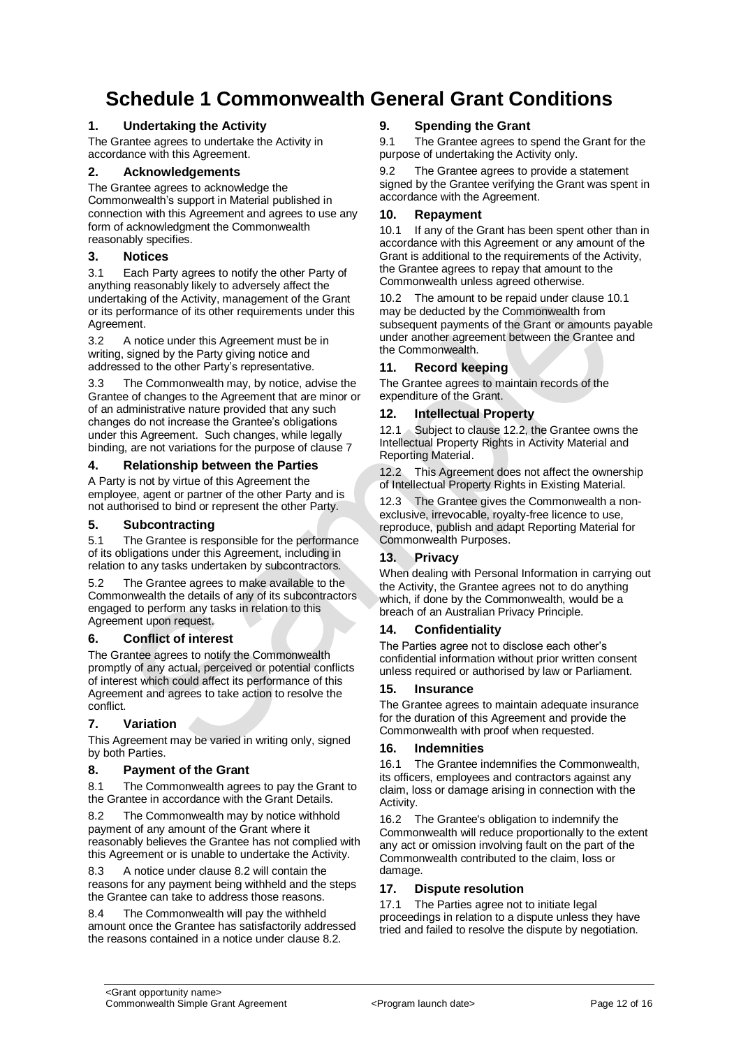# Schedule 1 Commonwealth General Grant Conditions

## 1. Undertaking the Activity

The Grantee agrees to undertake the Activity in accordance with this Agreement.

## 2. Acknowledgements

The Grantee agrees to acknowledge the Commonwealth's support in Material published in connection with this Agreement and agrees to use any form of acknowledgment the Commonwealth reasonably specifies.

## 3. Notices

3.1 Each Party agrees to notify the other Party of anything reasonably likely to adversely affect the undertaking of the Activity, management of the Grant or its performance of its other requirements under this Agreement.

3.2 A notice under this Agreement must be in writing, signed by the Party giving notice and addressed to the other Party's representative.

3.3 The Commonwealth may, by notice, advise the Grantee of changes to the Agreement that are minor or of an administrative nature provided that any such changes do not increase the Grantee's obligations under this Agreement. Such changes, while legally binding, are not variations for the purpose of clause 7

## 4. Relationship between the Parties

A Party is not by virtue of this Agreement the employee, agent or partner of the other Party and is not authorised to bind or represent the other Party.

## 5. Subcontracting

5.1 The Grantee is responsible for the performance of its obligations under this Agreement, including in relation to any tasks undertaken by subcontractors.

5.2 The Grantee agrees to make available to the Commonwealth the details of any of its subcontractors engaged to perform any tasks in relation to this Agreement upon request.

## 6. Conflict of interest

The Grantee agrees to notify the Commonwealth promptly of any actual, perceived or potential conflicts of interest which could affect its performance of this Agreement and agrees to take action to resolve the conflict.

## 7. Variation

This Agreement may be varied in writing only, signed by both Parties.

## 8. Payment of the Grant

8.1 The Commonwealth agrees to pay the Grant to the Grantee in accordance with the Grant Details.

8.2 The Commonwealth may by notice withhold payment of any amount of the Grant where it reasonably believes the Grantee has not complied with this Agreement or is unable to undertake the Activity.

8.3 A notice under clause 8.2 will contain the reasons for any payment being withheld and the steps the Grantee can take to address those reasons.

8.4 The Commonwealth will pay the withheld amount once the Grantee has satisfactorily addressed the reasons contained in a notice under clause 8.2.

## 9. Spending the Grant

9.1 The Grantee agrees to spend the Grant for the purpose of undertaking the Activity only.

9.2 The Grantee agrees to provide a statement signed by the Grantee verifying the Grant was spent in accordance with the Agreement.

## 10. Repayment

10.1 If any of the Grant has been spent other than in accordance with this Agreement or any amount of the Grant is additional to the requirements of the Activity, the Grantee agrees to repay that amount to the Commonwealth unless agreed otherwise.

10.2 The amount to be repaid under clause 10.1 may be deducted by the Commonwealth from subsequent payments of the Grant or amounts payable under another agreement between the Grantee and the Commonwealth.

## 11. Record keeping

The Grantee agrees to maintain records of the expenditure of the Grant.

## 12. Intellectual Property

12.1 Subject to clause 12.2, the Grantee owns the Intellectual Property Rights in Activity Material and Reporting Material.

12.2 This Agreement does not affect the ownership of Intellectual Property Rights in Existing Material.

12.3 The Grantee gives the Commonwealth a non-exclusive, irrevocable, royalty-free licence to use, reproduce, publish and adapt Reporting Material for Commonwealth Purposes.

## 13. Privacy

When dealing with Personal Information in carrying out the Activity, the Grantee agrees not to do anything which, if done by the Commonwealth, would be a breach of an Australian Privacy Principle.

## 14. Confidentiality

The Parties agree not to disclose each other's confidential information without prior written consent unless required or authorised by law or Parliament.

## 15. Insurance

The Grantee agrees to maintain adequate insurance for the duration of this Agreement and provide the Commonwealth with proof when requested.

## 16. Indemnities

16.1 The Grantee indemnifies the Commonwealth, its officers, employees and contractors against any claim, loss or damage arising in connection with the Activity.

16.2 The Grantee's obligation to indemnify the Commonwealth will reduce proportionally to the extent any act or omission involving fault on the part of the Commonwealth contributed to the claim, loss or damage.

## 17. Dispute resolution

17.1 The Parties agree not to initiate legal proceedings in relation to a dispute unless they have tried and failed to resolve the dispute by negotiation.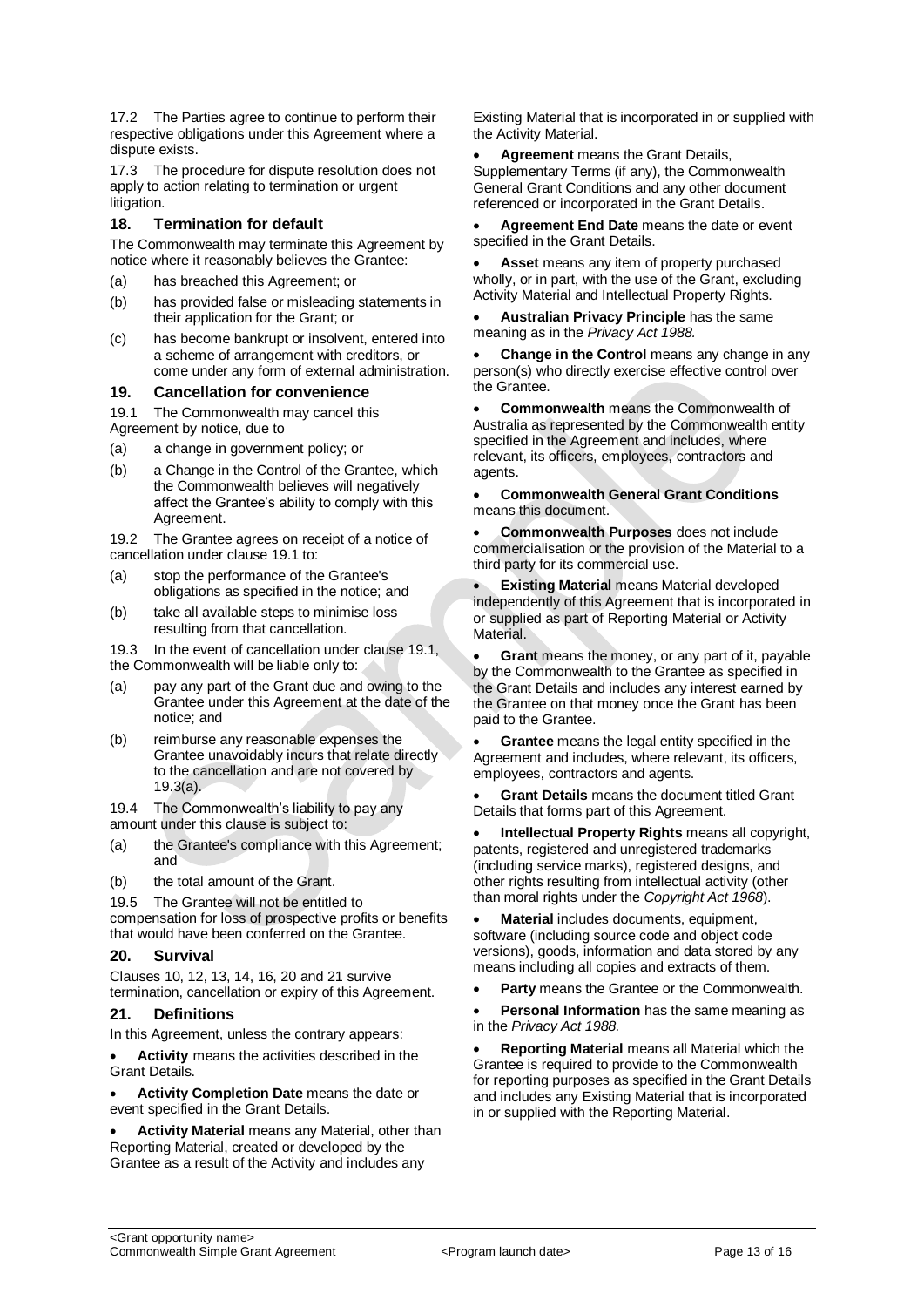17.2 The Parties agree to continue to perform their respective obligations under this Agreement where a dispute exists.

17.3 The procedure for dispute resolution does not apply to action relating to termination or urgent litigation.

## 18. Termination for default

The Commonwealth may terminate this Agreement by notice where it reasonably believes the Grantee:

(a) has breached this Agreement; or

(b) has provided false or misleading statements in their application for the Grant; or

(c) has become bankrupt or insolvent, entered into a scheme of arrangement with creditors, or come under any form of external administration.

## 19. Cancellation for convenience

19.1 The Commonwealth may cancel this Agreement by notice, due to

(a) a change in government policy; or

(b) a Change in the Control of the Grantee, which the Commonwealth believes will negatively affect the Grantee's ability to comply with this Agreement.

19.2 The Grantee agrees on receipt of a notice of cancellation under clause 19.1 to:

(a) stop the performance of the Grantee's obligations as specified in the notice; and

(b) take all available steps to minimise loss resulting from that cancellation.

19.3 In the event of cancellation under clause 19.1, the Commonwealth will be liable only to:

(a) pay any part of the Grant due and owing to the Grantee under this Agreement at the date of the notice; and

(b) reimburse any reasonable expenses the Grantee unavoidably incurs that relate directly to the cancellation and are not covered by 19.3(a).

19.4 The Commonwealth's liability to pay any amount under this clause is subject to:

(a) the Grantee's compliance with this Agreement; and

(b) the total amount of the Grant.

19.5 The Grantee will not be entitled to compensation for loss of prospective profits or benefits that would have been conferred on the Grantee.

## 20. Survival

Clauses 10, 12, 13, 14, 16, 20 and 21 survive termination, cancellation or expiry of this Agreement.

## 21. Definitions

In this Agreement, unless the contrary appears:

- **Activity** means the activities described in the Grant Details.
- **Activity Completion Date** means the date or event specified in the Grant Details.
- **Activity Material** means any Material, other than Reporting Material, created or developed by the Grantee as a result of the Activity and includes any Existing Material that is incorporated in or supplied with the Activity Material.
- **Agreement** means the Grant Details, Supplementary Terms (if any), the Commonwealth General Grant Conditions and any other document referenced or incorporated in the Grant Details.
- **Agreement End Date** means the date or event specified in the Grant Details.
- **Asset** means any item of property purchased wholly, or in part, with the use of the Grant, excluding Activity Material and Intellectual Property Rights.
- **Australian Privacy Principle** has the same meaning as in the *Privacy Act 1988.*
- **Change in the Control** means any change in any person(s) who directly exercise effective control over the Grantee.
- **Commonwealth** means the Commonwealth of Australia as represented by the Commonwealth entity specified in the Agreement and includes, where relevant, its officers, employees, contractors and agents.
- **Commonwealth General Grant Conditions** means this document.
- **Commonwealth Purposes** does not include commercialisation or the provision of the Material to a third party for its commercial use.
- **Existing Material** means Material developed independently of this Agreement that is incorporated in or supplied as part of Reporting Material or Activity Material.
- **Grant** means the money, or any part of it, payable by the Commonwealth to the Grantee as specified in the Grant Details and includes any interest earned by the Grantee on that money once the Grant has been paid to the Grantee.
- **Grantee** means the legal entity specified in the Agreement and includes, where relevant, its officers, employees, contractors and agents.
- **Grant Details** means the document titled Grant Details that forms part of this Agreement.
- **Intellectual Property Rights** means all copyright, patents, registered and unregistered trademarks (including service marks), registered designs, and other rights resulting from intellectual activity (other than moral rights under the *Copyright Act 1968*).
- **Material** includes documents, equipment, software (including source code and object code versions), goods, information and data stored by any means including all copies and extracts of them.
- **Party** means the Grantee or the Commonwealth.
- **Personal Information** has the same meaning as in the *Privacy Act 1988.*
- **Reporting Material** means all Material which the Grantee is required to provide to the Commonwealth for reporting purposes as specified in the Grant Details and includes any Existing Material that is incorporated in or supplied with the Reporting Material.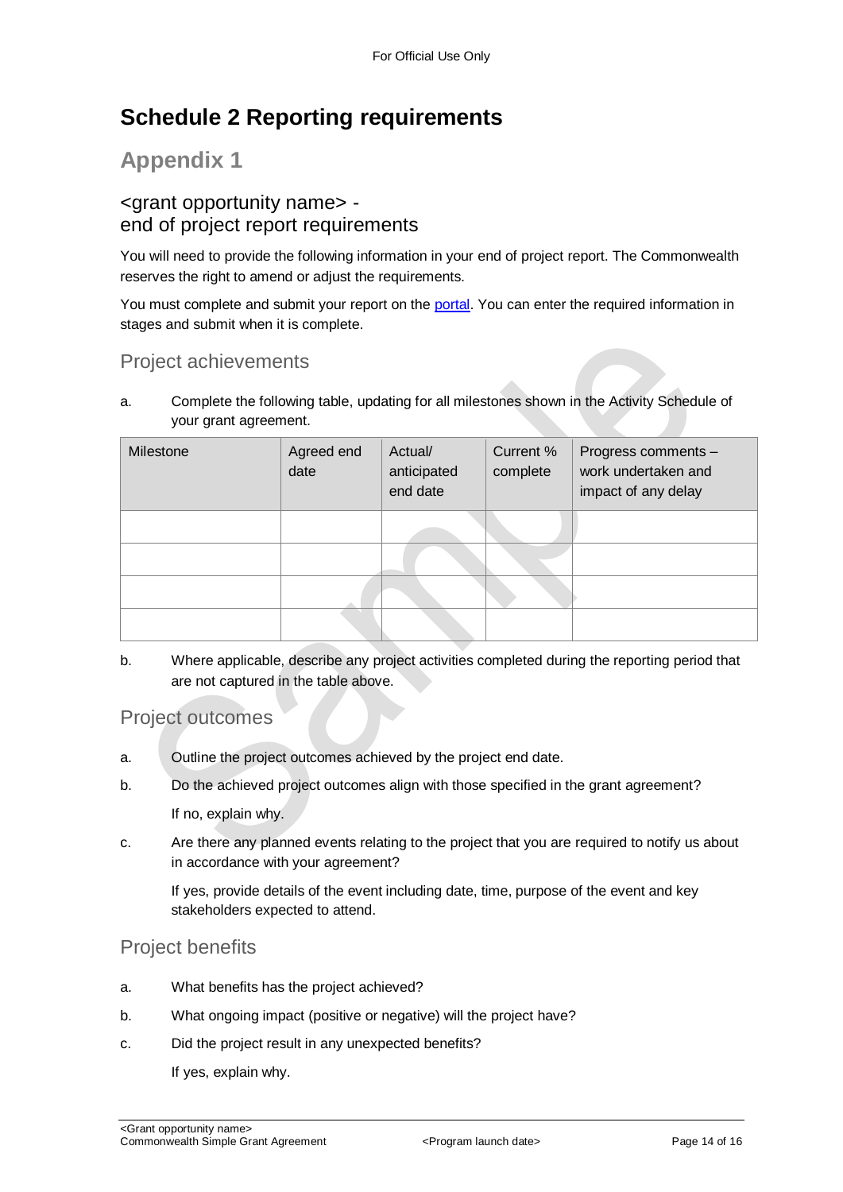# Schedule 2 Reporting requirements

## Appendix 1

### <grant opportunity name> - end of project report requirements

You will need to provide the following information in your end of project report. The Commonwealth reserves the right to amend or adjust the requirements.

You must complete and submit your report on the [portal](). You can enter the required information in stages and submit when it is complete.

### Project achievements

a. Complete the following table, updating for all milestones shown in the Activity Schedule of your grant agreement.

| Milestone | Agreed end date | Actual/ anticipated end date | Current % complete | Progress comments – work undertaken and impact of any delay |
|---|---|---|---|---|
| | | | | |
| | | | | |
| | | | | |
| | | | | |

b. Where applicable, describe any project activities completed during the reporting period that are not captured in the table above.

### Project outcomes

a. Outline the project outcomes achieved by the project end date.

b. Do the achieved project outcomes align with those specified in the grant agreement?

   If no, explain why.

c. Are there any planned events relating to the project that you are required to notify us about in accordance with your agreement?

   If yes, provide details of the event including date, time, purpose of the event and key stakeholders expected to attend.

### Project benefits

a. What benefits has the project achieved?

b. What ongoing impact (positive or negative) will the project have?

c. Did the project result in any unexpected benefits?

   If yes, explain why.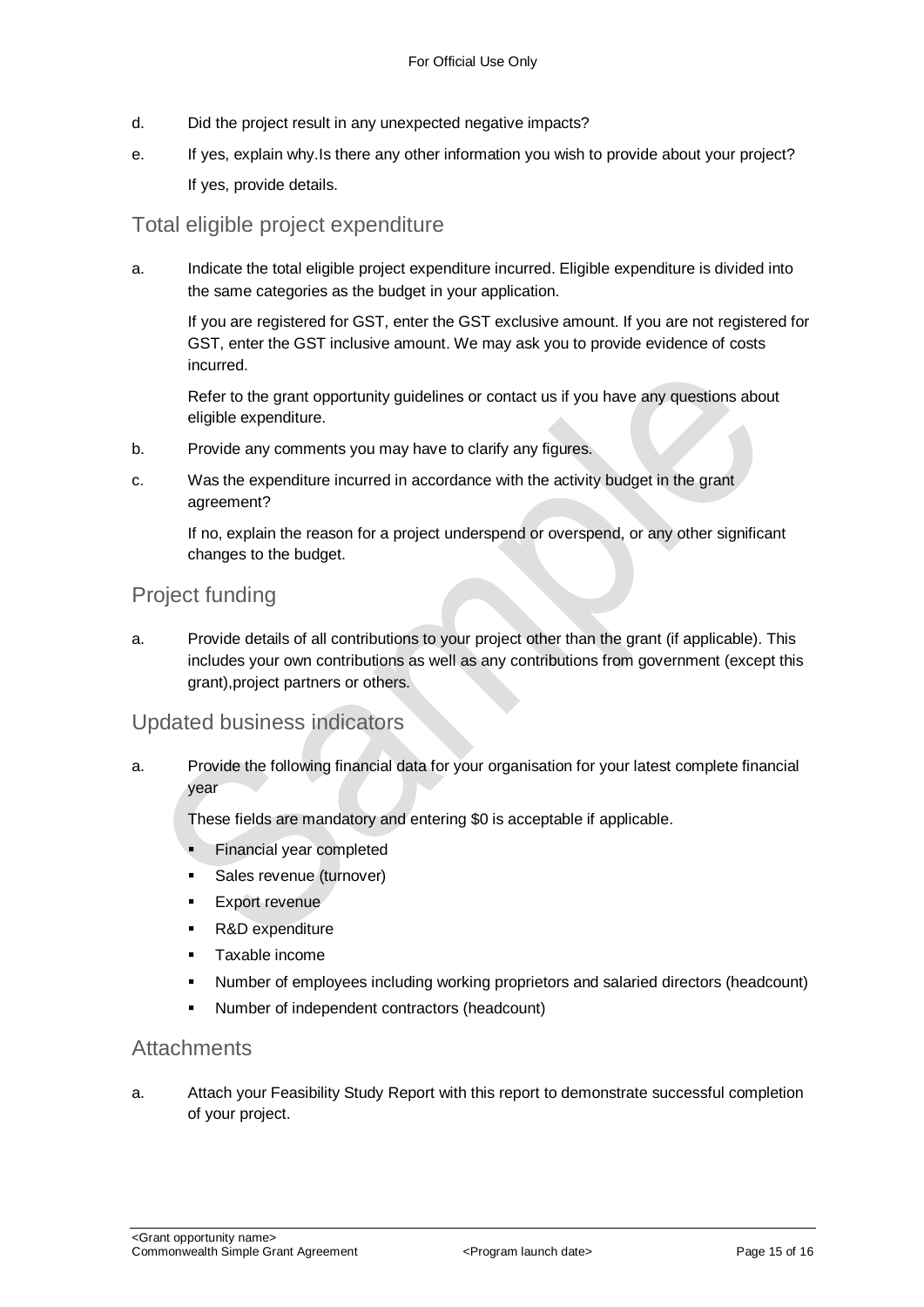d. Did the project result in any unexpected negative impacts?

e. If yes, explain why.Is there any other information you wish to provide about your project?

   If yes, provide details.

## Total eligible project expenditure

a. Indicate the total eligible project expenditure incurred. Eligible expenditure is divided into the same categories as the budget in your application.

   If you are registered for GST, enter the GST exclusive amount. If you are not registered for GST, enter the GST inclusive amount. We may ask you to provide evidence of costs incurred.

   Refer to the grant opportunity guidelines or contact us if you have any questions about eligible expenditure.

b. Provide any comments you may have to clarify any figures.

c. Was the expenditure incurred in accordance with the activity budget in the grant agreement?

   If no, explain the reason for a project underspend or overspend, or any other significant changes to the budget.

## Project funding

a. Provide details of all contributions to your project other than the grant (if applicable). This includes your own contributions as well as any contributions from government (except this grant),project partners or others.

## Updated business indicators

a. Provide the following financial data for your organisation for your latest complete financial year

   These fields are mandatory and entering $0 is acceptable if applicable.

   - Financial year completed
   - Sales revenue (turnover)
   - Export revenue
   - R&D expenditure
   - Taxable income
   - Number of employees including working proprietors and salaried directors (headcount)
   - Number of independent contractors (headcount)

## Attachments

a. Attach your Feasibility Study Report with this report to demonstrate successful completion of your project.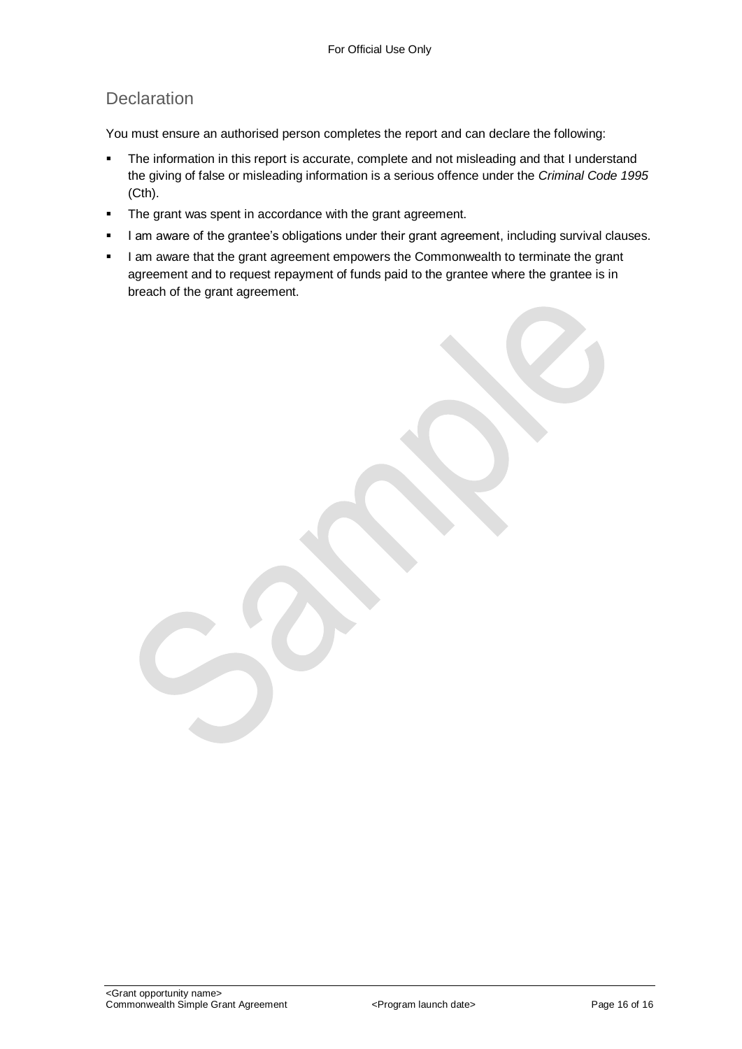## Declaration

You must ensure an authorised person completes the report and can declare the following:

- The information in this report is accurate, complete and not misleading and that I understand the giving of false or misleading information is a serious offence under the *Criminal Code 1995* (Cth).
- The grant was spent in accordance with the grant agreement.
- I am aware of the grantee's obligations under their grant agreement, including survival clauses.
- I am aware that the grant agreement empowers the Commonwealth to terminate the grant agreement and to request repayment of funds paid to the grantee where the grantee is in breach of the grant agreement.